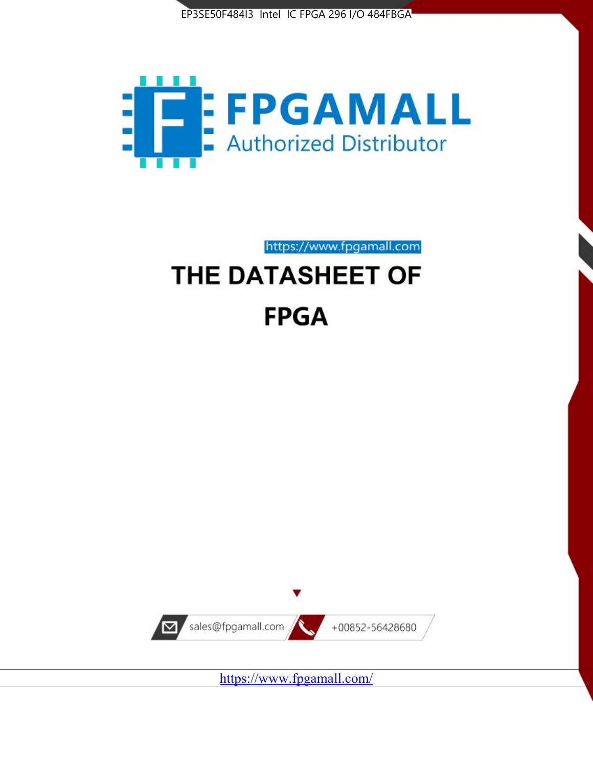EP3SE50F484I3 Intel IC FPGA 296 I/O 484FBGA

FPGAMALL

Authorized Distributor

https://www.fpgamall.com

# THE DATASHEET OF

# FPGA

sales@fpgamall.com

+00852-56428680

https://www.fpgamall.com/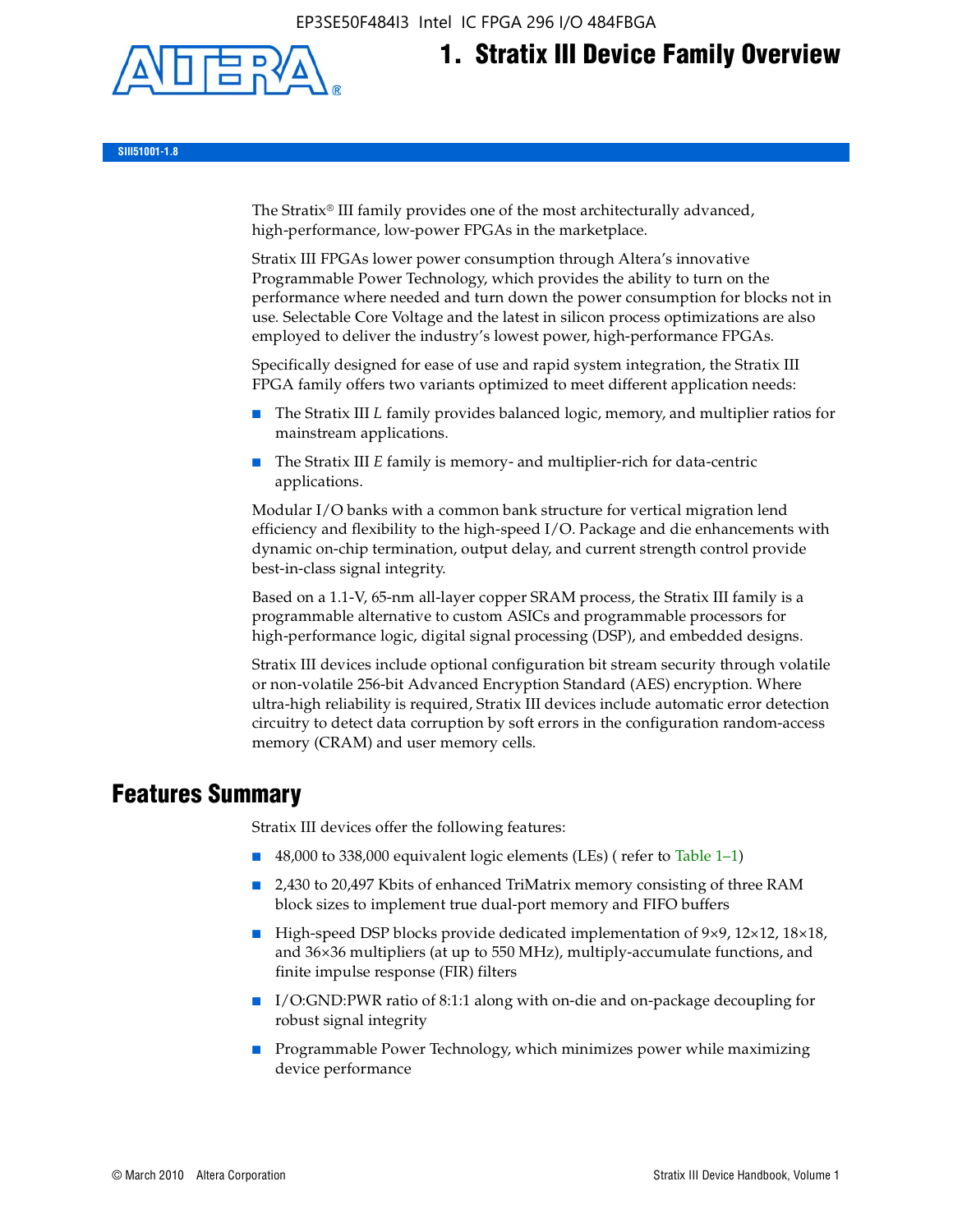EP3SE50F484I3 Intel IC FPGA 296 I/O 484FBGA

# 1. Stratix III Device Family Overview

SIII51001-1.8

The Stratix® III family provides one of the most architecturally advanced, high-performance, low-power FPGAs in the marketplace.

Stratix III FPGAs lower power consumption through Altera's innovative Programmable Power Technology, which provides the ability to turn on the performance where needed and turn down the power consumption for blocks not in use. Selectable Core Voltage and the latest in silicon process optimizations are also employed to deliver the industry's lowest power, high-performance FPGAs.

Specifically designed for ease of use and rapid system integration, the Stratix III FPGA family offers two variants optimized to meet different application needs:

- The Stratix III *L* family provides balanced logic, memory, and multiplier ratios for mainstream applications.
- The Stratix III *E* family is memory- and multiplier-rich for data-centric applications.

Modular I/O banks with a common bank structure for vertical migration lend efficiency and flexibility to the high-speed I/O. Package and die enhancements with dynamic on-chip termination, output delay, and current strength control provide best-in-class signal integrity.

Based on a 1.1-V, 65-nm all-layer copper SRAM process, the Stratix III family is a programmable alternative to custom ASICs and programmable processors for high-performance logic, digital signal processing (DSP), and embedded designs.

Stratix III devices include optional configuration bit stream security through volatile or non-volatile 256-bit Advanced Encryption Standard (AES) encryption. Where ultra-high reliability is required, Stratix III devices include automatic error detection circuitry to detect data corruption by soft errors in the configuration random-access memory (CRAM) and user memory cells.

## Features Summary

Stratix III devices offer the following features:

- 48,000 to 338,000 equivalent logic elements (LEs) ( refer to Table 1–1)
- 2,430 to 20,497 Kbits of enhanced TriMatrix memory consisting of three RAM block sizes to implement true dual-port memory and FIFO buffers
- High-speed DSP blocks provide dedicated implementation of 9×9, 12×12, 18×18, and 36×36 multipliers (at up to 550 MHz), multiply-accumulate functions, and finite impulse response (FIR) filters
- I/O:GND:PWR ratio of 8:1:1 along with on-die and on-package decoupling for robust signal integrity
- Programmable Power Technology, which minimizes power while maximizing device performance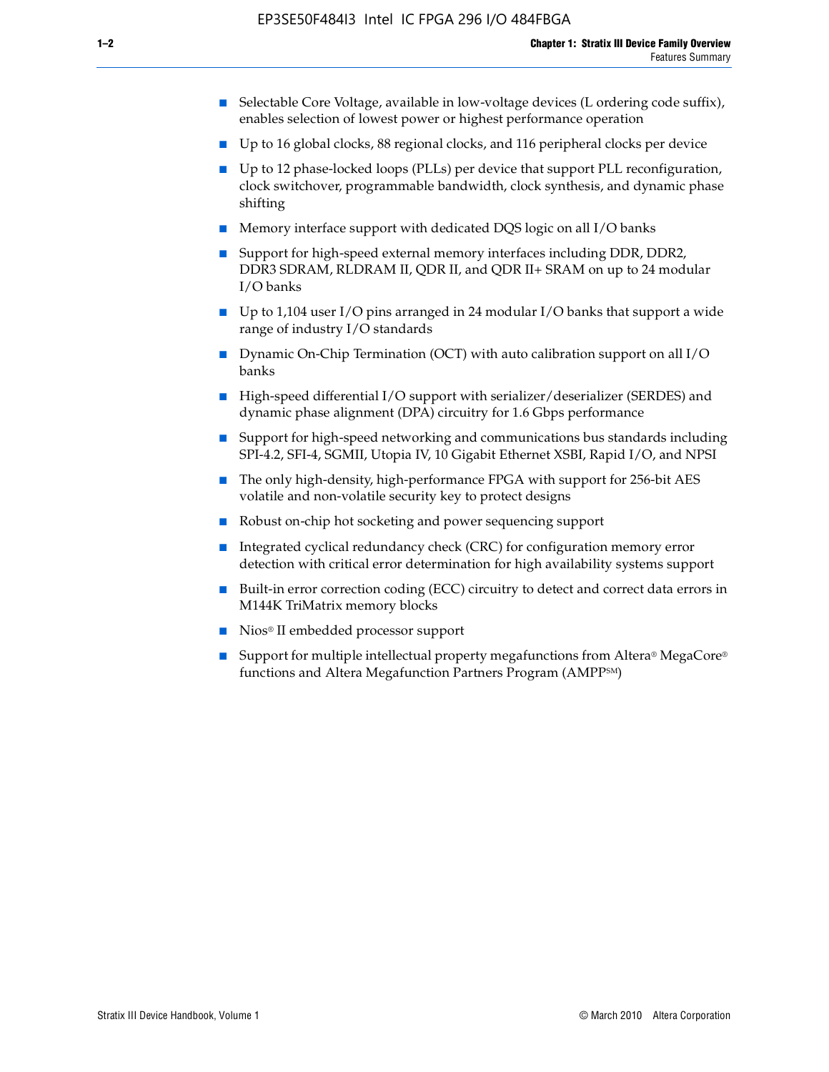- Selectable Core Voltage, available in low-voltage devices (L ordering code suffix), enables selection of lowest power or highest performance operation
- Up to 16 global clocks, 88 regional clocks, and 116 peripheral clocks per device
- Up to 12 phase-locked loops (PLLs) per device that support PLL reconfiguration, clock switchover, programmable bandwidth, clock synthesis, and dynamic phase shifting
- Memory interface support with dedicated DQS logic on all I/O banks
- Support for high-speed external memory interfaces including DDR, DDR2, DDR3 SDRAM, RLDRAM II, QDR II, and QDR II+ SRAM on up to 24 modular I/O banks
- Up to 1,104 user I/O pins arranged in 24 modular I/O banks that support a wide range of industry I/O standards
- Dynamic On-Chip Termination (OCT) with auto calibration support on all I/O banks
- High-speed differential I/O support with serializer/deserializer (SERDES) and dynamic phase alignment (DPA) circuitry for 1.6 Gbps performance
- Support for high-speed networking and communications bus standards including SPI-4.2, SFI-4, SGMII, Utopia IV, 10 Gigabit Ethernet XSBI, Rapid I/O, and NPSI
- The only high-density, high-performance FPGA with support for 256-bit AES volatile and non-volatile security key to protect designs
- Robust on-chip hot socketing and power sequencing support
- Integrated cyclical redundancy check (CRC) for configuration memory error detection with critical error determination for high availability systems support
- Built-in error correction coding (ECC) circuitry to detect and correct data errors in M144K TriMatrix memory blocks
- Nios® II embedded processor support
- Support for multiple intellectual property megafunctions from Altera® MegaCore® functions and Altera Megafunction Partners Program (AMPP℠)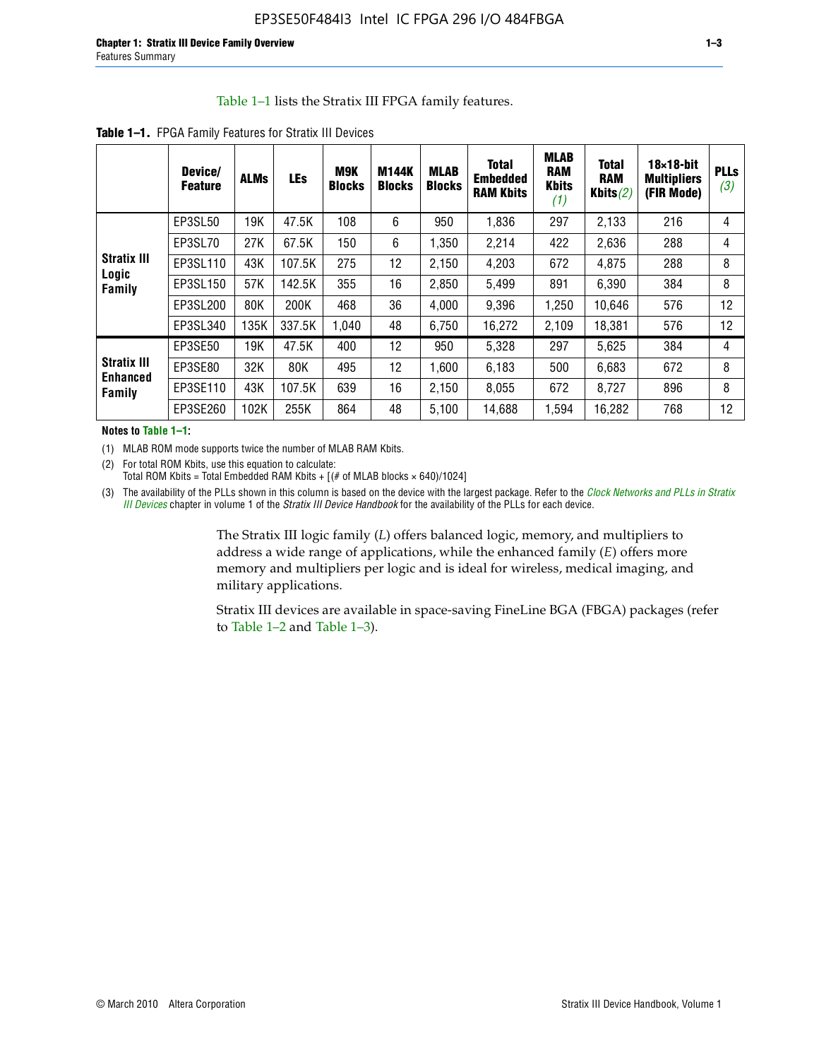Table 1–1 lists the Stratix III FPGA family features.

**Table 1–1.** FPGA Family Features for Stratix III Devices

| | Device/ Feature | ALMs | LEs | M9K Blocks | M144K Blocks | MLAB Blocks | Total Embedded RAM Kbits | MLAB RAM Kbits *(1)* | Total RAM Kbits *(2)* | 18×18-bit Multipliers (FIR Mode) | PLLs *(3)* |
|---|---|---|---|---|---|---|---|---|---|---|---|
| **Stratix III Logic Family** | EP3SL50 | 19K | 47.5K | 108 | 6 | 950 | 1,836 | 297 | 2,133 | 216 | 4 |
| | EP3SL70 | 27K | 67.5K | 150 | 6 | 1,350 | 2,214 | 422 | 2,636 | 288 | 4 |
| | EP3SL110 | 43K | 107.5K | 275 | 12 | 2,150 | 4,203 | 672 | 4,875 | 288 | 8 |
| | EP3SL150 | 57K | 142.5K | 355 | 16 | 2,850 | 5,499 | 891 | 6,390 | 384 | 8 |
| | EP3SL200 | 80K | 200K | 468 | 36 | 4,000 | 9,396 | 1,250 | 10,646 | 576 | 12 |
| | EP3SL340 | 135K | 337.5K | 1,040 | 48 | 6,750 | 16,272 | 2,109 | 18,381 | 576 | 12 |
| **Stratix III Enhanced Family** | EP3SE50 | 19K | 47.5K | 400 | 12 | 950 | 5,328 | 297 | 5,625 | 384 | 4 |
| | EP3SE80 | 32K | 80K | 495 | 12 | 1,600 | 6,183 | 500 | 6,683 | 672 | 8 |
| | EP3SE110 | 43K | 107.5K | 639 | 16 | 2,150 | 8,055 | 672 | 8,727 | 896 | 8 |
| | EP3SE260 | 102K | 255K | 864 | 48 | 5,100 | 14,688 | 1,594 | 16,282 | 768 | 12 |

**Notes to Table 1–1:**

(1) MLAB ROM mode supports twice the number of MLAB RAM Kbits.

(2) For total ROM Kbits, use this equation to calculate:
Total ROM Kbits = Total Embedded RAM Kbits + [(# of MLAB blocks × 640)/1024]

(3) The availability of the PLLs shown in this column is based on the device with the largest package. Refer to the *Clock Networks and PLLs in Stratix III Devices* chapter in volume 1 of the *Stratix III Device Handbook* for the availability of the PLLs for each device.

The Stratix III logic family (*L*) offers balanced logic, memory, and multipliers to address a wide range of applications, while the enhanced family (*E*) offers more memory and multipliers per logic and is ideal for wireless, medical imaging, and military applications.

Stratix III devices are available in space-saving FineLine BGA (FBGA) packages (refer to Table 1–2 and Table 1–3).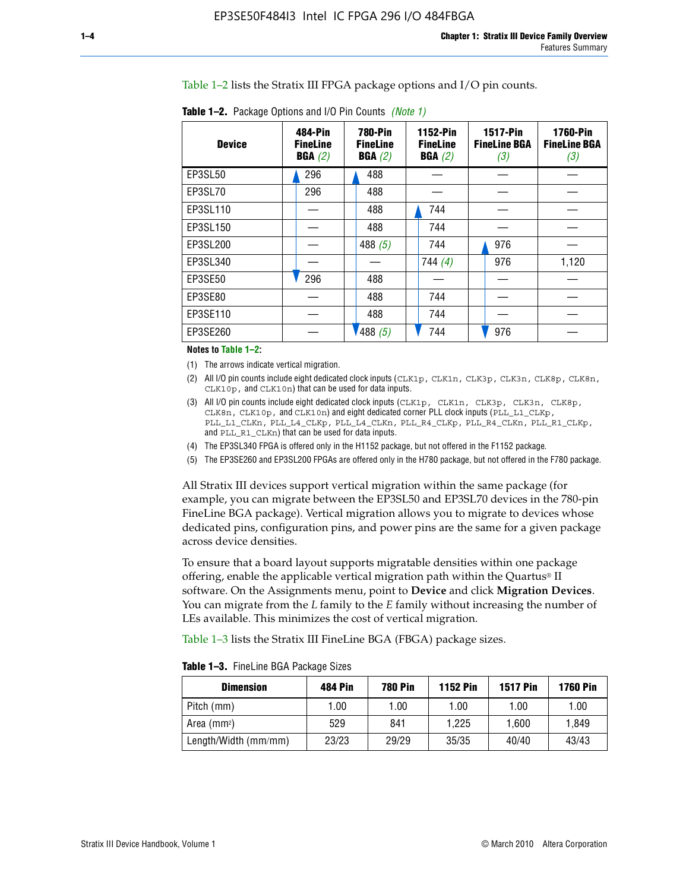Table 1–2 lists the Stratix III FPGA package options and I/O pin counts.

**Table 1–2.** Package Options and I/O Pin Counts *(Note 1)*

| Device | 484-Pin FineLine BGA *(2)* | 780-Pin FineLine BGA *(2)* | 1152-Pin FineLine BGA *(2)* | 1517-Pin FineLine BGA *(3)* | 1760-Pin FineLine BGA *(3)* |
|---|---|---|---|---|---|
| EP3SL50 | 296 | 488 | — | — | — |
| EP3SL70 | 296 | 488 | — | — | — |
| EP3SL110 | — | 488 | 744 | — | — |
| EP3SL150 | — | 488 | 744 | — | — |
| EP3SL200 | — | 488 *(5)* | 744 | 976 | — |
| EP3SL340 | — | — | 744 *(4)* | 976 | 1,120 |
| EP3SE50 | 296 | 488 | — | — | — |
| EP3SE80 | — | 488 | 744 | — | — |
| EP3SE110 | — | 488 | 744 | — | — |
| EP3SE260 | — | 488 *(5)* | 744 | 976 | — |

**Notes to Table 1–2:**

(1) The arrows indicate vertical migration.

(2) All I/O pin counts include eight dedicated clock inputs (CLK1p, CLK1n, CLK3p, CLK3n, CLK8p, CLK8n, CLK10p, and CLK10n) that can be used for data inputs.

(3) All I/O pin counts include eight dedicated clock inputs (CLK1p, CLK1n, CLK3p, CLK3n, CLK8p, CLK8n, CLK10p, and CLK10n) and eight dedicated corner PLL clock inputs (PLL_L1_CLKp, PLL_L1_CLKn, PLL_L4_CLKp, PLL_L4_CLKn, PLL_R4_CLKp, PLL_R4_CLKn, PLL_R1_CLKp, and PLL_R1_CLKn) that can be used for data inputs.

(4) The EP3SL340 FPGA is offered only in the H1152 package, but not offered in the F1152 package.

(5) The EP3SE260 and EP3SL200 FPGAs are offered only in the H780 package, but not offered in the F780 package.

All Stratix III devices support vertical migration within the same package (for example, you can migrate between the EP3SL50 and EP3SL70 devices in the 780-pin FineLine BGA package). Vertical migration allows you to migrate to devices whose dedicated pins, configuration pins, and power pins are the same for a given package across device densities.

To ensure that a board layout supports migratable densities within one package offering, enable the applicable vertical migration path within the Quartus® II software. On the Assignments menu, point to **Device** and click **Migration Devices**. You can migrate from the *L* family to the *E* family without increasing the number of LEs available. This minimizes the cost of vertical migration.

Table 1–3 lists the Stratix III FineLine BGA (FBGA) package sizes.

**Table 1–3.** FineLine BGA Package Sizes

| Dimension | 484 Pin | 780 Pin | 1152 Pin | 1517 Pin | 1760 Pin |
|---|---|---|---|---|---|
| Pitch (mm) | 1.00 | 1.00 | 1.00 | 1.00 | 1.00 |
| Area ($mm^2$) | 529 | 841 | 1,225 | 1,600 | 1,849 |
| Length/Width (mm/mm) | 23/23 | 29/29 | 35/35 | 40/40 | 43/43 |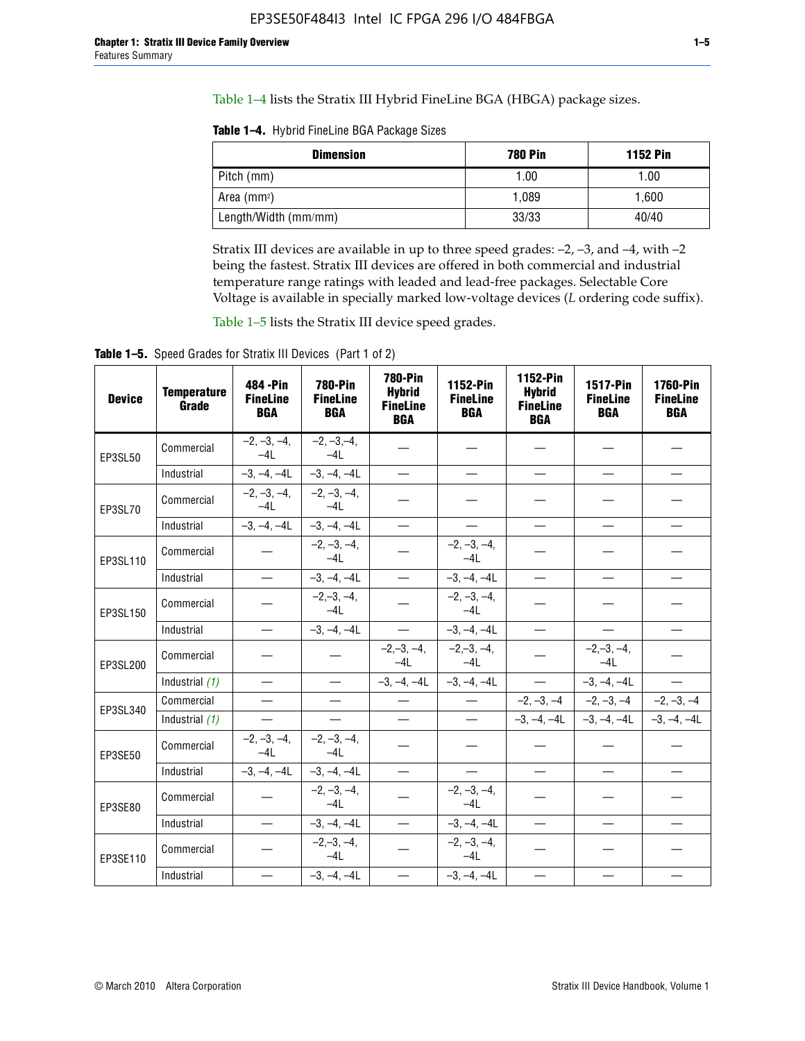Table 1–4 lists the Stratix III Hybrid FineLine BGA (HBGA) package sizes.

**Table 1–4.** Hybrid FineLine BGA Package Sizes

| Dimension | 780 Pin | 1152 Pin |
|---|---|---|
| Pitch (mm) | 1.00 | 1.00 |
| Area (mm²) | 1,089 | 1,600 |
| Length/Width (mm/mm) | 33/33 | 40/40 |

Stratix III devices are available in up to three speed grades: –2, –3, and –4, with –2 being the fastest. Stratix III devices are offered in both commercial and industrial temperature range ratings with leaded and lead-free packages. Selectable Core Voltage is available in specially marked low-voltage devices (*L* ordering code suffix).

Table 1–5 lists the Stratix III device speed grades.

**Table 1–5.** Speed Grades for Stratix III Devices (Part 1 of 2)

| Device | Temperature Grade | 484 -Pin FineLine BGA | 780-Pin FineLine BGA | 780-Pin Hybrid FineLine BGA | 1152-Pin FineLine BGA | 1152-Pin Hybrid FineLine BGA | 1517-Pin FineLine BGA | 1760-Pin FineLine BGA |
|---|---|---|---|---|---|---|---|---|
| EP3SL50 | Commercial | –2, –3, –4, –4L | –2, –3,–4, –4L | — | — | — | — | — |
| | Industrial | –3, –4, –4L | –3, –4, –4L | — | — | — | — | — |
| EP3SL70 | Commercial | –2, –3, –4, –4L | –2, –3, –4, –4L | — | — | — | — | — |
| | Industrial | –3, –4, –4L | –3, –4, –4L | — | — | — | — | — |
| EP3SL110 | Commercial | — | –2, –3, –4, –4L | — | –2, –3, –4, –4L | — | — | — |
| | Industrial | — | –3, –4, –4L | — | –3, –4, –4L | — | — | — |
| EP3SL150 | Commercial | — | –2,–3, –4, –4L | — | –2, –3, –4, –4L | — | — | — |
| | Industrial | — | –3, –4, –4L | — | –3, –4, –4L | — | — | — |
| EP3SL200 | Commercial | — | — | –2,–3, –4, –4L | –2,–3, –4, –4L | — | –2,–3, –4, –4L | — |
| | Industrial *(1)* | — | — | –3, –4, –4L | –3, –4, –4L | — | –3, –4, –4L | — |
| EP3SL340 | Commercial | — | — | — | — | –2, –3, –4 | –2, –3, –4 | –2, –3, –4 |
| | Industrial *(1)* | — | — | — | — | –3, –4, –4L | –3, –4, –4L | –3, –4, –4L |
| EP3SE50 | Commercial | –2, –3, –4, –4L | –2, –3, –4, –4L | — | — | — | — | — |
| | Industrial | –3, –4, –4L | –3, –4, –4L | — | — | — | — | — |
| EP3SE80 | Commercial | — | –2, –3, –4, –4L | — | –2, –3, –4, –4L | — | — | — |
| | Industrial | — | –3, –4, –4L | — | –3, –4, –4L | — | — | — |
| EP3SE110 | Commercial | — | –2,–3, –4, –4L | — | –2, –3, –4, –4L | — | — | — |
| | Industrial | — | –3, –4, –4L | — | –3, –4, –4L | — | — | — |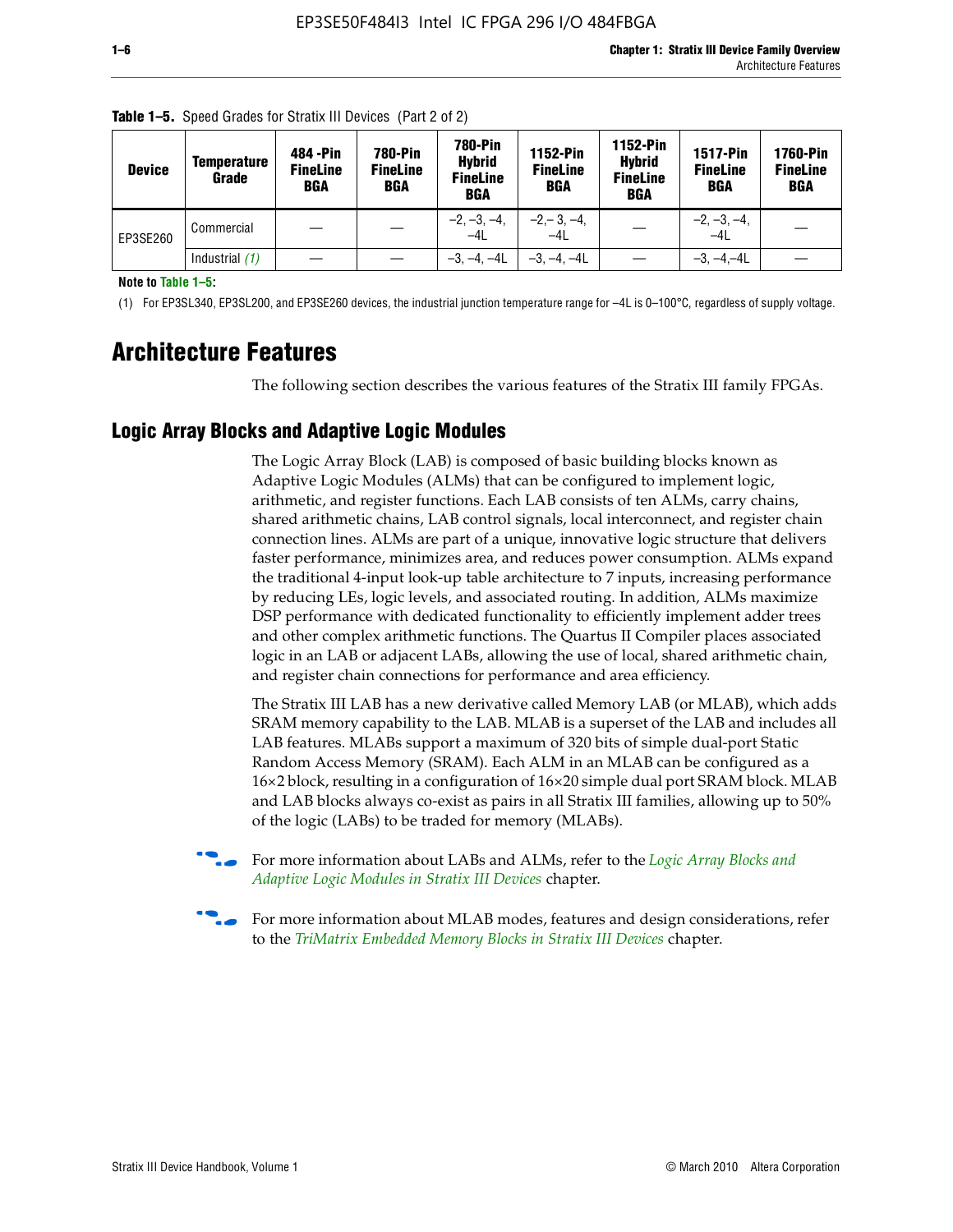**Table 1–5.** Speed Grades for Stratix III Devices (Part 2 of 2)

| Device | Temperature Grade | 484 -Pin FineLine BGA | 780-Pin FineLine BGA | 780-Pin Hybrid FineLine BGA | 1152-Pin FineLine BGA | 1152-Pin Hybrid FineLine BGA | 1517-Pin FineLine BGA | 1760-Pin FineLine BGA |
|---|---|---|---|---|---|---|---|---|
| EP3SE260 | Commercial | — | — | –2, –3, –4, –4L | –2,– 3, –4, –4L | — | –2, –3, –4, –4L | — |
| | Industrial *(1)* | — | — | –3, –4, –4L | –3, –4, –4L | — | –3, –4,–4L | — |

**Note to Table 1–5:**

(1) For EP3SL340, EP3SL200, and EP3SE260 devices, the industrial junction temperature range for –4L is 0–100°C, regardless of supply voltage.

# Architecture Features

The following section describes the various features of the Stratix III family FPGAs.

## Logic Array Blocks and Adaptive Logic Modules

The Logic Array Block (LAB) is composed of basic building blocks known as Adaptive Logic Modules (ALMs) that can be configured to implement logic, arithmetic, and register functions. Each LAB consists of ten ALMs, carry chains, shared arithmetic chains, LAB control signals, local interconnect, and register chain connection lines. ALMs are part of a unique, innovative logic structure that delivers faster performance, minimizes area, and reduces power consumption. ALMs expand the traditional 4-input look-up table architecture to 7 inputs, increasing performance by reducing LEs, logic levels, and associated routing. In addition, ALMs maximize DSP performance with dedicated functionality to efficiently implement adder trees and other complex arithmetic functions. The Quartus II Compiler places associated logic in an LAB or adjacent LABs, allowing the use of local, shared arithmetic chain, and register chain connections for performance and area efficiency.

The Stratix III LAB has a new derivative called Memory LAB (or MLAB), which adds SRAM memory capability to the LAB. MLAB is a superset of the LAB and includes all LAB features. MLABs support a maximum of 320 bits of simple dual-port Static Random Access Memory (SRAM). Each ALM in an MLAB can be configured as a 16×2 block, resulting in a configuration of 16×20 simple dual port SRAM block. MLAB and LAB blocks always co-exist as pairs in all Stratix III families, allowing up to 50% of the logic (LABs) to be traded for memory (MLABs).

For more information about LABs and ALMs, refer to the *Logic Array Blocks and Adaptive Logic Modules in Stratix III Devices* chapter.

For more information about MLAB modes, features and design considerations, refer to the *TriMatrix Embedded Memory Blocks in Stratix III Devices* chapter.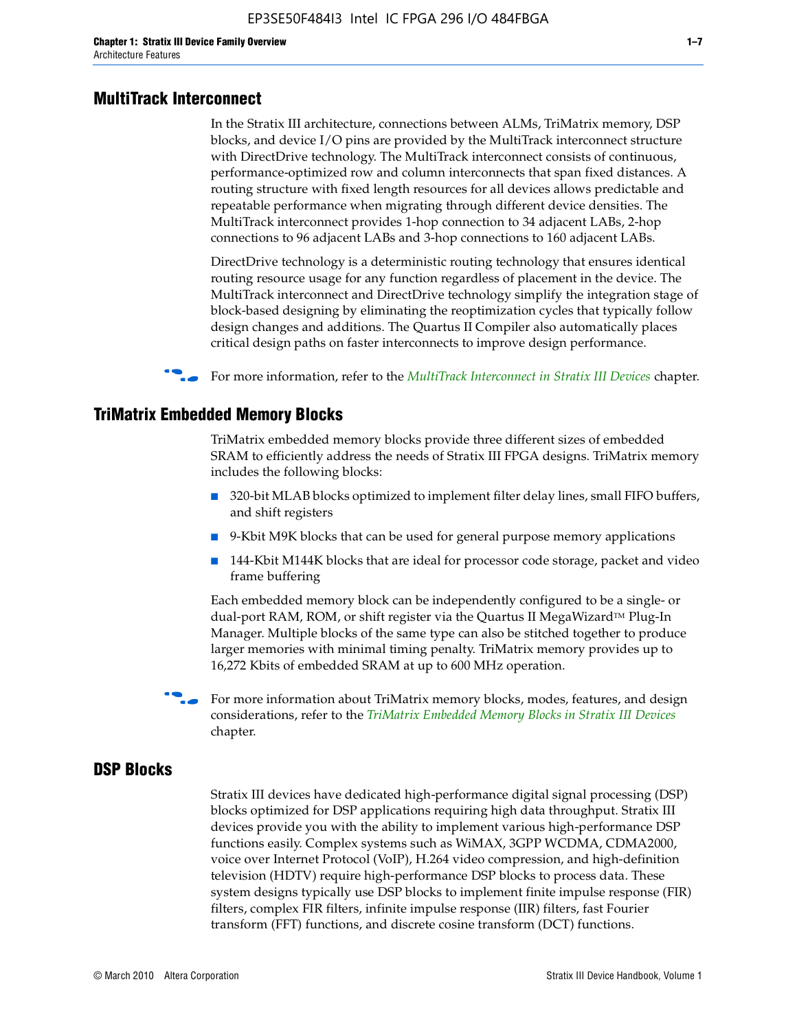## MultiTrack Interconnect

In the Stratix III architecture, connections between ALMs, TriMatrix memory, DSP blocks, and device I/O pins are provided by the MultiTrack interconnect structure with DirectDrive technology. The MultiTrack interconnect consists of continuous, performance-optimized row and column interconnects that span fixed distances. A routing structure with fixed length resources for all devices allows predictable and repeatable performance when migrating through different device densities. The MultiTrack interconnect provides 1-hop connection to 34 adjacent LABs, 2-hop connections to 96 adjacent LABs and 3-hop connections to 160 adjacent LABs.

DirectDrive technology is a deterministic routing technology that ensures identical routing resource usage for any function regardless of placement in the device. The MultiTrack interconnect and DirectDrive technology simplify the integration stage of block-based designing by eliminating the reoptimization cycles that typically follow design changes and additions. The Quartus II Compiler also automatically places critical design paths on faster interconnects to improve design performance.

For more information, refer to the *MultiTrack Interconnect in Stratix III Devices* chapter.

## TriMatrix Embedded Memory Blocks

TriMatrix embedded memory blocks provide three different sizes of embedded SRAM to efficiently address the needs of Stratix III FPGA designs. TriMatrix memory includes the following blocks:

- 320-bit MLAB blocks optimized to implement filter delay lines, small FIFO buffers, and shift registers
- 9-Kbit M9K blocks that can be used for general purpose memory applications
- 144-Kbit M144K blocks that are ideal for processor code storage, packet and video frame buffering

Each embedded memory block can be independently configured to be a single- or dual-port RAM, ROM, or shift register via the Quartus II MegaWizard™ Plug-In Manager. Multiple blocks of the same type can also be stitched together to produce larger memories with minimal timing penalty. TriMatrix memory provides up to 16,272 Kbits of embedded SRAM at up to 600 MHz operation.

For more information about TriMatrix memory blocks, modes, features, and design considerations, refer to the *TriMatrix Embedded Memory Blocks in Stratix III Devices* chapter.

## DSP Blocks

Stratix III devices have dedicated high-performance digital signal processing (DSP) blocks optimized for DSP applications requiring high data throughput. Stratix III devices provide you with the ability to implement various high-performance DSP functions easily. Complex systems such as WiMAX, 3GPP WCDMA, CDMA2000, voice over Internet Protocol (VoIP), H.264 video compression, and high-definition television (HDTV) require high-performance DSP blocks to process data. These system designs typically use DSP blocks to implement finite impulse response (FIR) filters, complex FIR filters, infinite impulse response (IIR) filters, fast Fourier transform (FFT) functions, and discrete cosine transform (DCT) functions.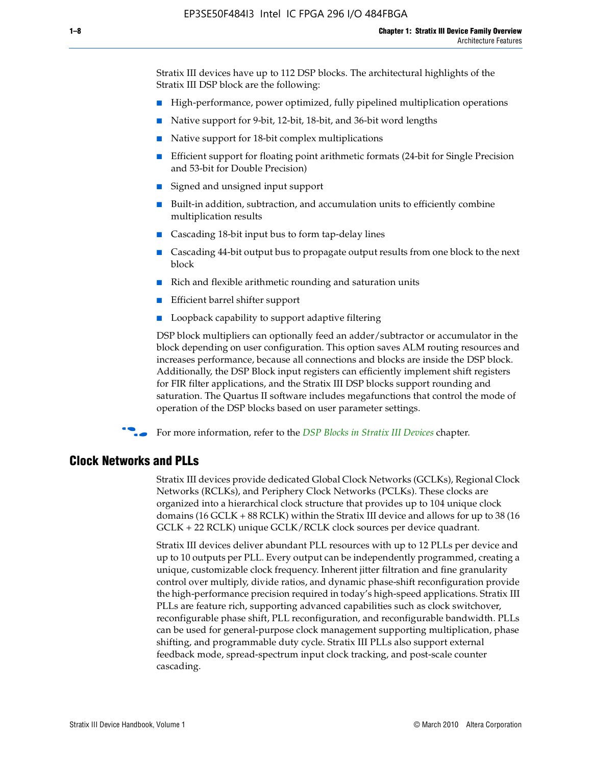Stratix III devices have up to 112 DSP blocks. The architectural highlights of the Stratix III DSP block are the following:

- High-performance, power optimized, fully pipelined multiplication operations
- Native support for 9-bit, 12-bit, 18-bit, and 36-bit word lengths
- Native support for 18-bit complex multiplications
- Efficient support for floating point arithmetic formats (24-bit for Single Precision and 53-bit for Double Precision)
- Signed and unsigned input support
- Built-in addition, subtraction, and accumulation units to efficiently combine multiplication results
- Cascading 18-bit input bus to form tap-delay lines
- Cascading 44-bit output bus to propagate output results from one block to the next block
- Rich and flexible arithmetic rounding and saturation units
- Efficient barrel shifter support
- Loopback capability to support adaptive filtering

DSP block multipliers can optionally feed an adder/subtractor or accumulator in the block depending on user configuration. This option saves ALM routing resources and increases performance, because all connections and blocks are inside the DSP block. Additionally, the DSP Block input registers can efficiently implement shift registers for FIR filter applications, and the Stratix III DSP blocks support rounding and saturation. The Quartus II software includes megafunctions that control the mode of operation of the DSP blocks based on user parameter settings.

For more information, refer to the *DSP Blocks in Stratix III Devices* chapter.

## Clock Networks and PLLs

Stratix III devices provide dedicated Global Clock Networks (GCLKs), Regional Clock Networks (RCLKs), and Periphery Clock Networks (PCLKs). These clocks are organized into a hierarchical clock structure that provides up to 104 unique clock domains (16 GCLK + 88 RCLK) within the Stratix III device and allows for up to 38 (16 GCLK + 22 RCLK) unique GCLK/RCLK clock sources per device quadrant.

Stratix III devices deliver abundant PLL resources with up to 12 PLLs per device and up to 10 outputs per PLL. Every output can be independently programmed, creating a unique, customizable clock frequency. Inherent jitter filtration and fine granularity control over multiply, divide ratios, and dynamic phase-shift reconfiguration provide the high-performance precision required in today's high-speed applications. Stratix III PLLs are feature rich, supporting advanced capabilities such as clock switchover, reconfigurable phase shift, PLL reconfiguration, and reconfigurable bandwidth. PLLs can be used for general-purpose clock management supporting multiplication, phase shifting, and programmable duty cycle. Stratix III PLLs also support external feedback mode, spread-spectrum input clock tracking, and post-scale counter cascading.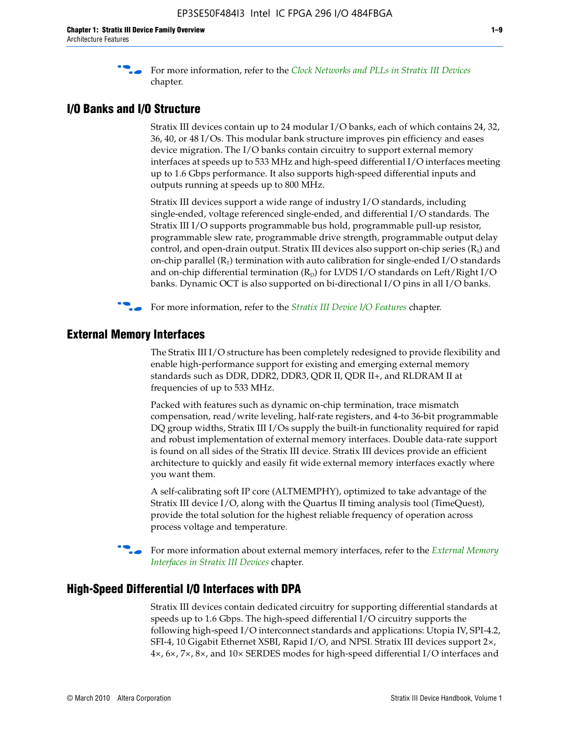For more information, refer to the *Clock Networks and PLLs in Stratix III Devices* chapter.

## I/O Banks and I/O Structure

Stratix III devices contain up to 24 modular I/O banks, each of which contains 24, 32, 36, 40, or 48 I/Os. This modular bank structure improves pin efficiency and eases device migration. The I/O banks contain circuitry to support external memory interfaces at speeds up to 533 MHz and high-speed differential I/O interfaces meeting up to 1.6 Gbps performance. It also supports high-speed differential inputs and outputs running at speeds up to 800 MHz.

Stratix III devices support a wide range of industry I/O standards, including single-ended, voltage referenced single-ended, and differential I/O standards. The Stratix III I/O supports programmable bus hold, programmable pull-up resistor, programmable slew rate, programmable drive strength, programmable output delay control, and open-drain output. Stratix III devices also support on-chip series ($R_S$) and on-chip parallel ($R_T$) termination with auto calibration for single-ended I/O standards and on-chip differential termination ($R_D$) for LVDS I/O standards on Left/Right I/O banks. Dynamic OCT is also supported on bi-directional I/O pins in all I/O banks.

For more information, refer to the *Stratix III Device I/O Features* chapter.

## External Memory Interfaces

The Stratix III I/O structure has been completely redesigned to provide flexibility and enable high-performance support for existing and emerging external memory standards such as DDR, DDR2, DDR3, QDR II, QDR II+, and RLDRAM II at frequencies of up to 533 MHz.

Packed with features such as dynamic on-chip termination, trace mismatch compensation, read/write leveling, half-rate registers, and 4-to 36-bit programmable DQ group widths, Stratix III I/Os supply the built-in functionality required for rapid and robust implementation of external memory interfaces. Double data-rate support is found on all sides of the Stratix III device. Stratix III devices provide an efficient architecture to quickly and easily fit wide external memory interfaces exactly where you want them.

A self-calibrating soft IP core (ALTMEMPHY), optimized to take advantage of the Stratix III device I/O, along with the Quartus II timing analysis tool (TimeQuest), provide the total solution for the highest reliable frequency of operation across process voltage and temperature.

For more information about external memory interfaces, refer to the *External Memory Interfaces in Stratix III Devices* chapter.

## High-Speed Differential I/O Interfaces with DPA

Stratix III devices contain dedicated circuitry for supporting differential standards at speeds up to 1.6 Gbps. The high-speed differential I/O circuitry supports the following high-speed I/O interconnect standards and applications: Utopia IV, SPI-4.2, SFI-4, 10 Gigabit Ethernet XSBI, Rapid I/O, and NPSI. Stratix III devices support 2×, 4×, 6×, 7×, 8×, and 10× SERDES modes for high-speed differential I/O interfaces and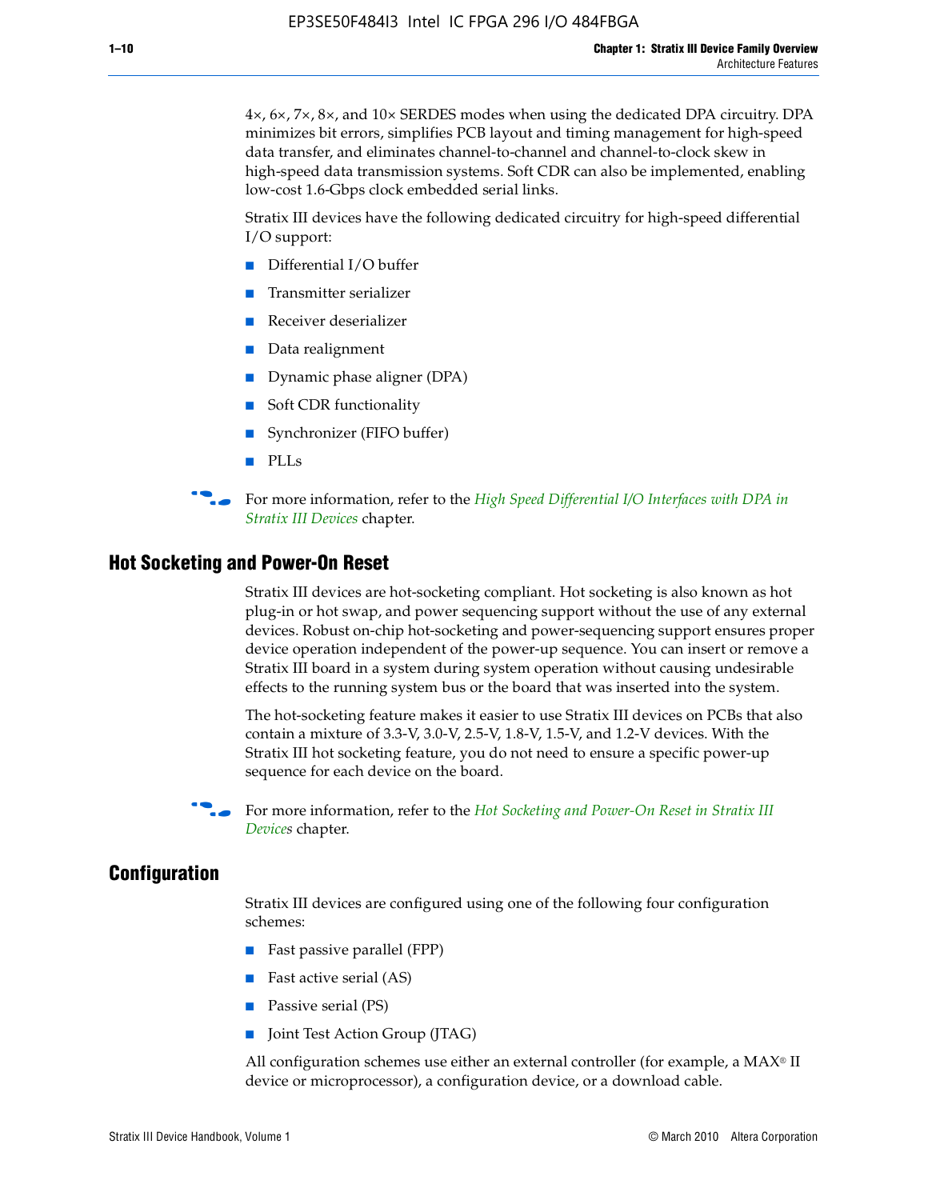4×, 6×, 7×, 8×, and 10× SERDES modes when using the dedicated DPA circuitry. DPA minimizes bit errors, simplifies PCB layout and timing management for high-speed data transfer, and eliminates channel-to-channel and channel-to-clock skew in high-speed data transmission systems. Soft CDR can also be implemented, enabling low-cost 1.6-Gbps clock embedded serial links.

Stratix III devices have the following dedicated circuitry for high-speed differential I/O support:

- Differential I/O buffer
- Transmitter serializer
- Receiver deserializer
- Data realignment
- Dynamic phase aligner (DPA)
- Soft CDR functionality
- Synchronizer (FIFO buffer)
- PLLs

For more information, refer to the *High Speed Differential I/O Interfaces with DPA in Stratix III Devices* chapter.

## Hot Socketing and Power-On Reset

Stratix III devices are hot-socketing compliant. Hot socketing is also known as hot plug-in or hot swap, and power sequencing support without the use of any external devices. Robust on-chip hot-socketing and power-sequencing support ensures proper device operation independent of the power-up sequence. You can insert or remove a Stratix III board in a system during system operation without causing undesirable effects to the running system bus or the board that was inserted into the system.

The hot-socketing feature makes it easier to use Stratix III devices on PCBs that also contain a mixture of 3.3-V, 3.0-V, 2.5-V, 1.8-V, 1.5-V, and 1.2-V devices. With the Stratix III hot socketing feature, you do not need to ensure a specific power-up sequence for each device on the board.

For more information, refer to the *Hot Socketing and Power-On Reset in Stratix III Devices* chapter.

## Configuration

Stratix III devices are configured using one of the following four configuration schemes:

- Fast passive parallel (FPP)
- Fast active serial (AS)
- Passive serial (PS)
- Joint Test Action Group (JTAG)

All configuration schemes use either an external controller (for example, a MAX® II device or microprocessor), a configuration device, or a download cable.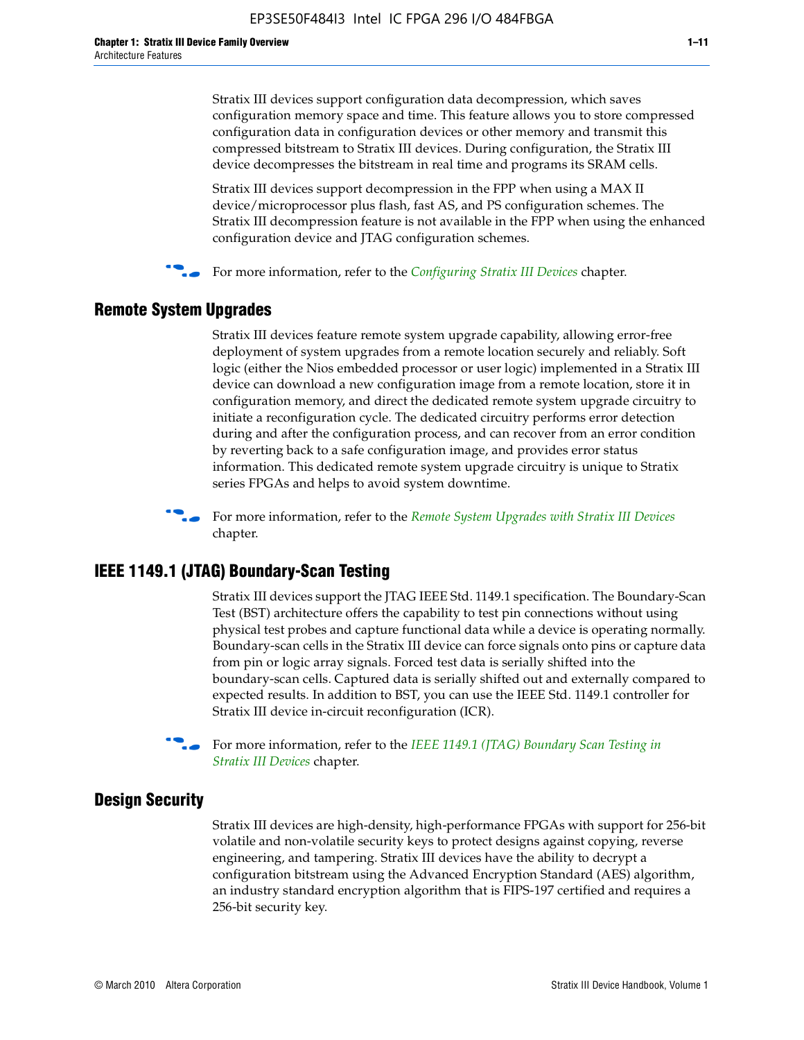Stratix III devices support configuration data decompression, which saves configuration memory space and time. This feature allows you to store compressed configuration data in configuration devices or other memory and transmit this compressed bitstream to Stratix III devices. During configuration, the Stratix III device decompresses the bitstream in real time and programs its SRAM cells.

Stratix III devices support decompression in the FPP when using a MAX II device/microprocessor plus flash, fast AS, and PS configuration schemes. The Stratix III decompression feature is not available in the FPP when using the enhanced configuration device and JTAG configuration schemes.

For more information, refer to the *Configuring Stratix III Devices* chapter.

## Remote System Upgrades

Stratix III devices feature remote system upgrade capability, allowing error-free deployment of system upgrades from a remote location securely and reliably. Soft logic (either the Nios embedded processor or user logic) implemented in a Stratix III device can download a new configuration image from a remote location, store it in configuration memory, and direct the dedicated remote system upgrade circuitry to initiate a reconfiguration cycle. The dedicated circuitry performs error detection during and after the configuration process, and can recover from an error condition by reverting back to a safe configuration image, and provides error status information. This dedicated remote system upgrade circuitry is unique to Stratix series FPGAs and helps to avoid system downtime.

For more information, refer to the *Remote System Upgrades with Stratix III Devices* chapter.

## IEEE 1149.1 (JTAG) Boundary-Scan Testing

Stratix III devices support the JTAG IEEE Std. 1149.1 specification. The Boundary-Scan Test (BST) architecture offers the capability to test pin connections without using physical test probes and capture functional data while a device is operating normally. Boundary-scan cells in the Stratix III device can force signals onto pins or capture data from pin or logic array signals. Forced test data is serially shifted into the boundary-scan cells. Captured data is serially shifted out and externally compared to expected results. In addition to BST, you can use the IEEE Std. 1149.1 controller for Stratix III device in-circuit reconfiguration (ICR).

For more information, refer to the *IEEE 1149.1 (JTAG) Boundary Scan Testing in Stratix III Devices* chapter.

## Design Security

Stratix III devices are high-density, high-performance FPGAs with support for 256-bit volatile and non-volatile security keys to protect designs against copying, reverse engineering, and tampering. Stratix III devices have the ability to decrypt a configuration bitstream using the Advanced Encryption Standard (AES) algorithm, an industry standard encryption algorithm that is FIPS-197 certified and requires a 256-bit security key.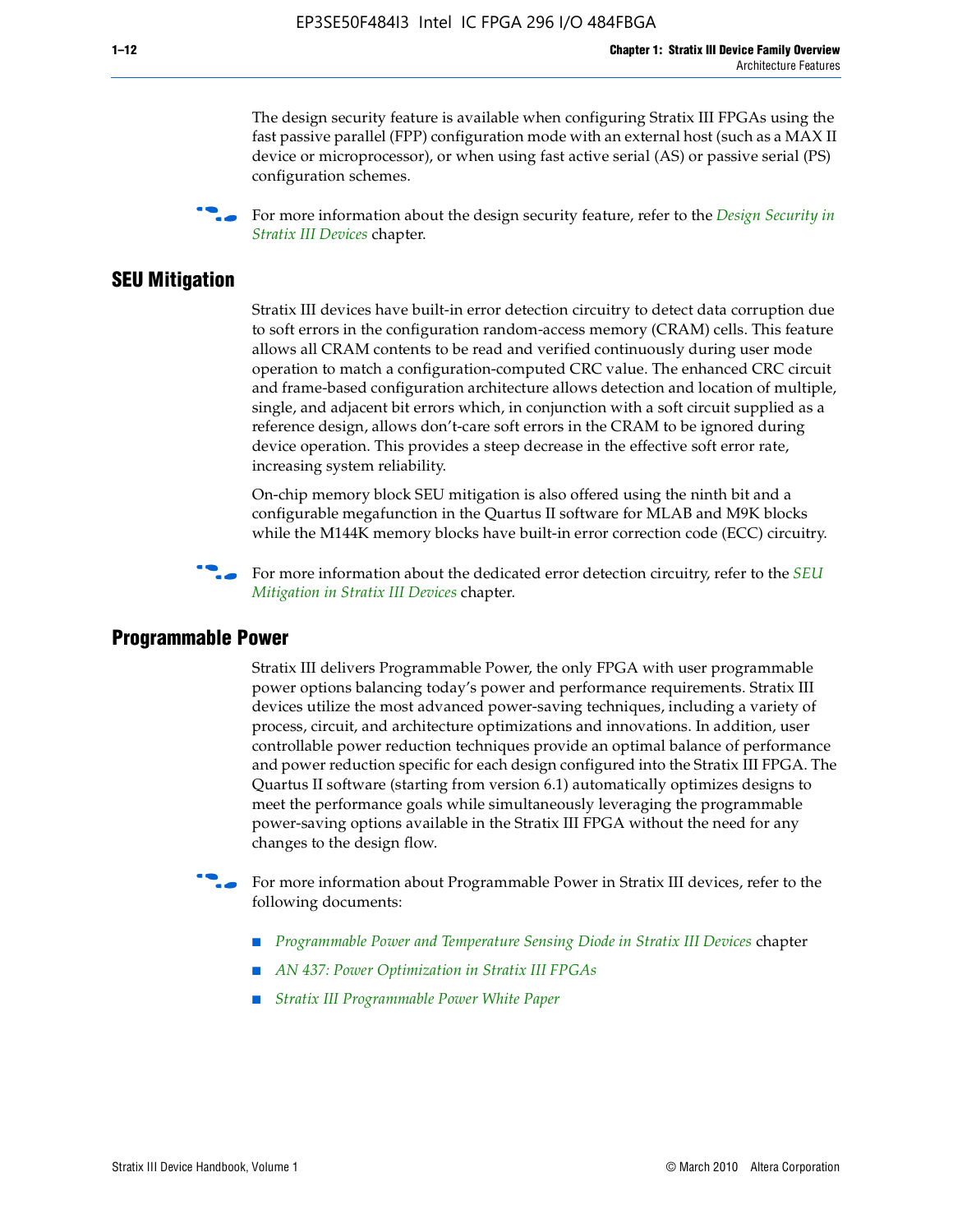The design security feature is available when configuring Stratix III FPGAs using the fast passive parallel (FPP) configuration mode with an external host (such as a MAX II device or microprocessor), or when using fast active serial (AS) or passive serial (PS) configuration schemes.

For more information about the design security feature, refer to the *Design Security in Stratix III Devices* chapter.

## SEU Mitigation

Stratix III devices have built-in error detection circuitry to detect data corruption due to soft errors in the configuration random-access memory (CRAM) cells. This feature allows all CRAM contents to be read and verified continuously during user mode operation to match a configuration-computed CRC value. The enhanced CRC circuit and frame-based configuration architecture allows detection and location of multiple, single, and adjacent bit errors which, in conjunction with a soft circuit supplied as a reference design, allows don't-care soft errors in the CRAM to be ignored during device operation. This provides a steep decrease in the effective soft error rate, increasing system reliability.

On-chip memory block SEU mitigation is also offered using the ninth bit and a configurable megafunction in the Quartus II software for MLAB and M9K blocks while the M144K memory blocks have built-in error correction code (ECC) circuitry.

For more information about the dedicated error detection circuitry, refer to the *SEU Mitigation in Stratix III Devices* chapter.

## Programmable Power

Stratix III delivers Programmable Power, the only FPGA with user programmable power options balancing today's power and performance requirements. Stratix III devices utilize the most advanced power-saving techniques, including a variety of process, circuit, and architecture optimizations and innovations. In addition, user controllable power reduction techniques provide an optimal balance of performance and power reduction specific for each design configured into the Stratix III FPGA. The Quartus II software (starting from version 6.1) automatically optimizes designs to meet the performance goals while simultaneously leveraging the programmable power-saving options available in the Stratix III FPGA without the need for any changes to the design flow.

For more information about Programmable Power in Stratix III devices, refer to the following documents:

- *Programmable Power and Temperature Sensing Diode in Stratix III Devices* chapter
- *AN 437: Power Optimization in Stratix III FPGAs*
- *Stratix III Programmable Power White Paper*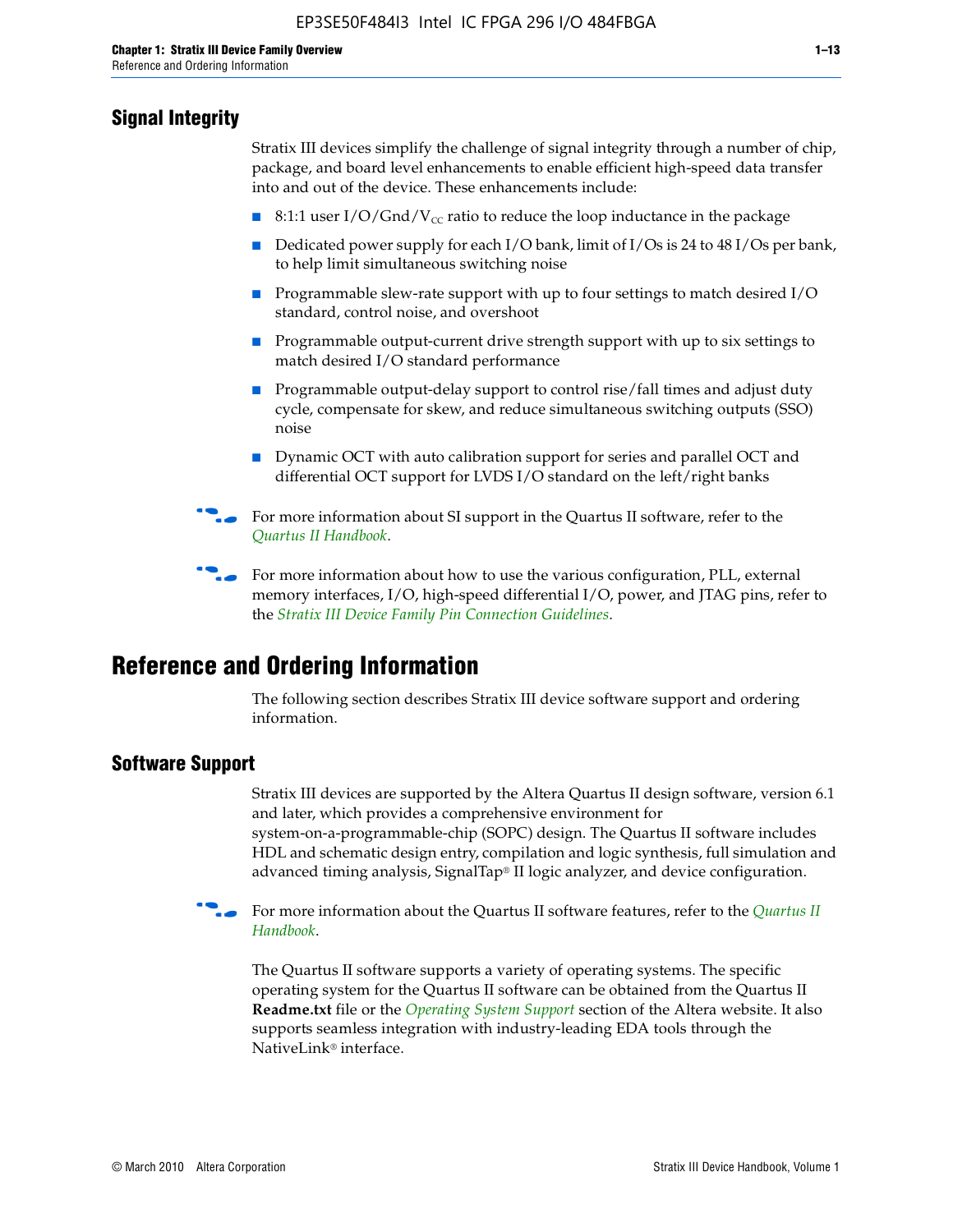## Signal Integrity

Stratix III devices simplify the challenge of signal integrity through a number of chip, package, and board level enhancements to enable efficient high-speed data transfer into and out of the device. These enhancements include:

- 8:1:1 user I/O/Gnd/$V_{CC}$ ratio to reduce the loop inductance in the package
- Dedicated power supply for each I/O bank, limit of I/Os is 24 to 48 I/Os per bank, to help limit simultaneous switching noise
- Programmable slew-rate support with up to four settings to match desired I/O standard, control noise, and overshoot
- Programmable output-current drive strength support with up to six settings to match desired I/O standard performance
- Programmable output-delay support to control rise/fall times and adjust duty cycle, compensate for skew, and reduce simultaneous switching outputs (SSO) noise
- Dynamic OCT with auto calibration support for series and parallel OCT and differential OCT support for LVDS I/O standard on the left/right banks

For more information about SI support in the Quartus II software, refer to the *Quartus II Handbook*.

For more information about how to use the various configuration, PLL, external memory interfaces, I/O, high-speed differential I/O, power, and JTAG pins, refer to the *Stratix III Device Family Pin Connection Guidelines*.

# Reference and Ordering Information

The following section describes Stratix III device software support and ordering information.

## Software Support

Stratix III devices are supported by the Altera Quartus II design software, version 6.1 and later, which provides a comprehensive environment for system-on-a-programmable-chip (SOPC) design. The Quartus II software includes HDL and schematic design entry, compilation and logic synthesis, full simulation and advanced timing analysis, SignalTap® II logic analyzer, and device configuration.

For more information about the Quartus II software features, refer to the *Quartus II Handbook*.

The Quartus II software supports a variety of operating systems. The specific operating system for the Quartus II software can be obtained from the Quartus II **Readme.txt** file or the *Operating System Support* section of the Altera website. It also supports seamless integration with industry-leading EDA tools through the NativeLink® interface.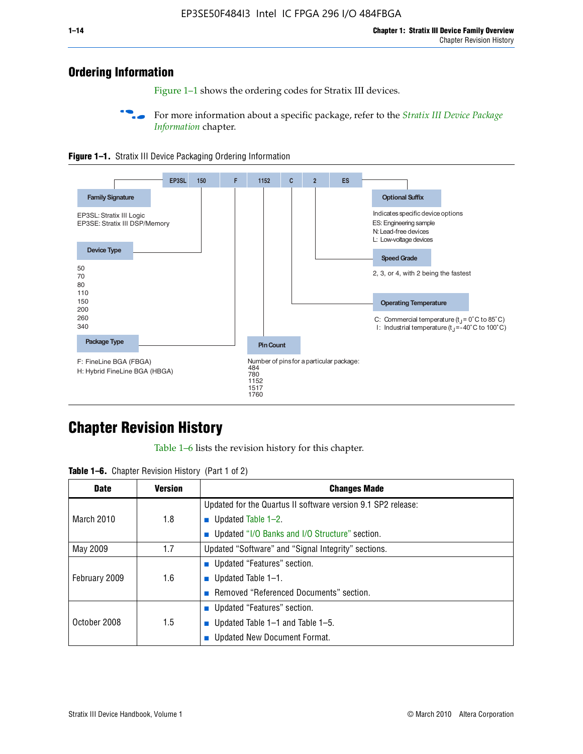## Ordering Information

Figure 1–1 shows the ordering codes for Stratix III devices.

For more information about a specific package, refer to the *Stratix III Device Package Information* chapter.

**Figure 1–1.** Stratix III Device Packaging Ordering Information

EP3SL 150 F 1152 C 2 ES

**Family Signature**

EP3SL: Stratix III Logic
EP3SE: Stratix III DSP/Memory

**Device Type**

50
70
80
110
150
200
260
340

**Package Type**

F: FineLine BGA (FBGA)
H: Hybrid FineLine BGA (HBGA)

**Pin Count**

Number of pins for a particular package:
484
780
1152
1517
1760

**Operating Temperature**

C: Commercial temperature ($t_J$ = 0˚C to 85˚C)
I: Industrial temperature ($t_J$ = -40˚C to 100˚C)

**Speed Grade**

2, 3, or 4, with 2 being the fastest

**Optional Suffix**

Indicates specific device options
ES: Engineering sample
N: Lead-free devices
L: Low-voltage devices

## Chapter Revision History

Table 1–6 lists the revision history for this chapter.

**Table 1–6.** Chapter Revision History (Part 1 of 2)

| Date | Version | Changes Made |
|---|---|---|
| March 2010 | 1.8 | Updated for the Quartus II software version 9.1 SP2 release:<br>■ Updated Table 1–2.<br>■ Updated "I/O Banks and I/O Structure" section. |
| May 2009 | 1.7 | Updated "Software" and "Signal Integrity" sections. |
| February 2009 | 1.6 | ■ Updated "Features" section.<br>■ Updated Table 1–1.<br>■ Removed "Referenced Documents" section. |
| October 2008 | 1.5 | ■ Updated "Features" section.<br>■ Updated Table 1–1 and Table 1–5.<br>■ Updated New Document Format. |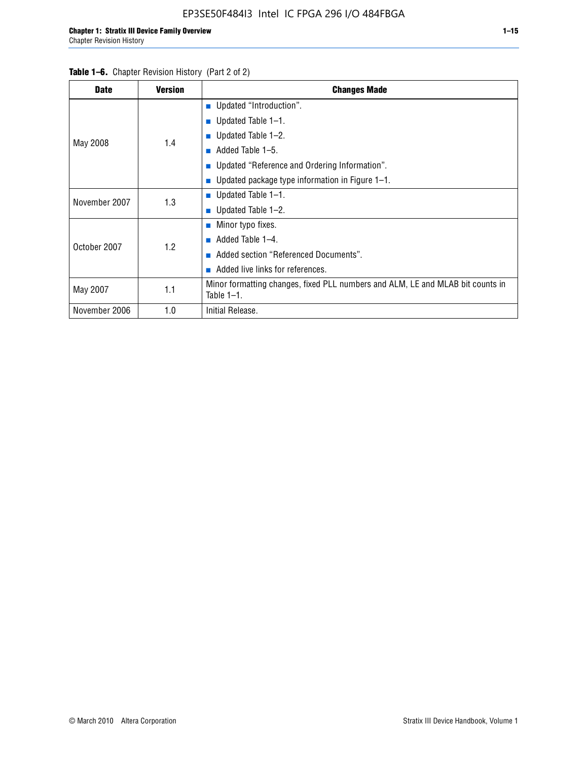**Table 1–6.** Chapter Revision History (Part 2 of 2)

| Date | Version | Changes Made |
|---|---|---|
| May 2008 | 1.4 | ■ Updated “Introduction”.<br>■ Updated Table 1–1.<br>■ Updated Table 1–2.<br>■ Added Table 1–5.<br>■ Updated “Reference and Ordering Information”.<br>■ Updated package type information in Figure 1–1. |
| November 2007 | 1.3 | ■ Updated Table 1–1.<br>■ Updated Table 1–2. |
| October 2007 | 1.2 | ■ Minor typo fixes.<br>■ Added Table 1–4.<br>■ Added section “Referenced Documents”.<br>■ Added live links for references. |
| May 2007 | 1.1 | Minor formatting changes, fixed PLL numbers and ALM, LE and MLAB bit counts in Table 1–1. |
| November 2006 | 1.0 | Initial Release. |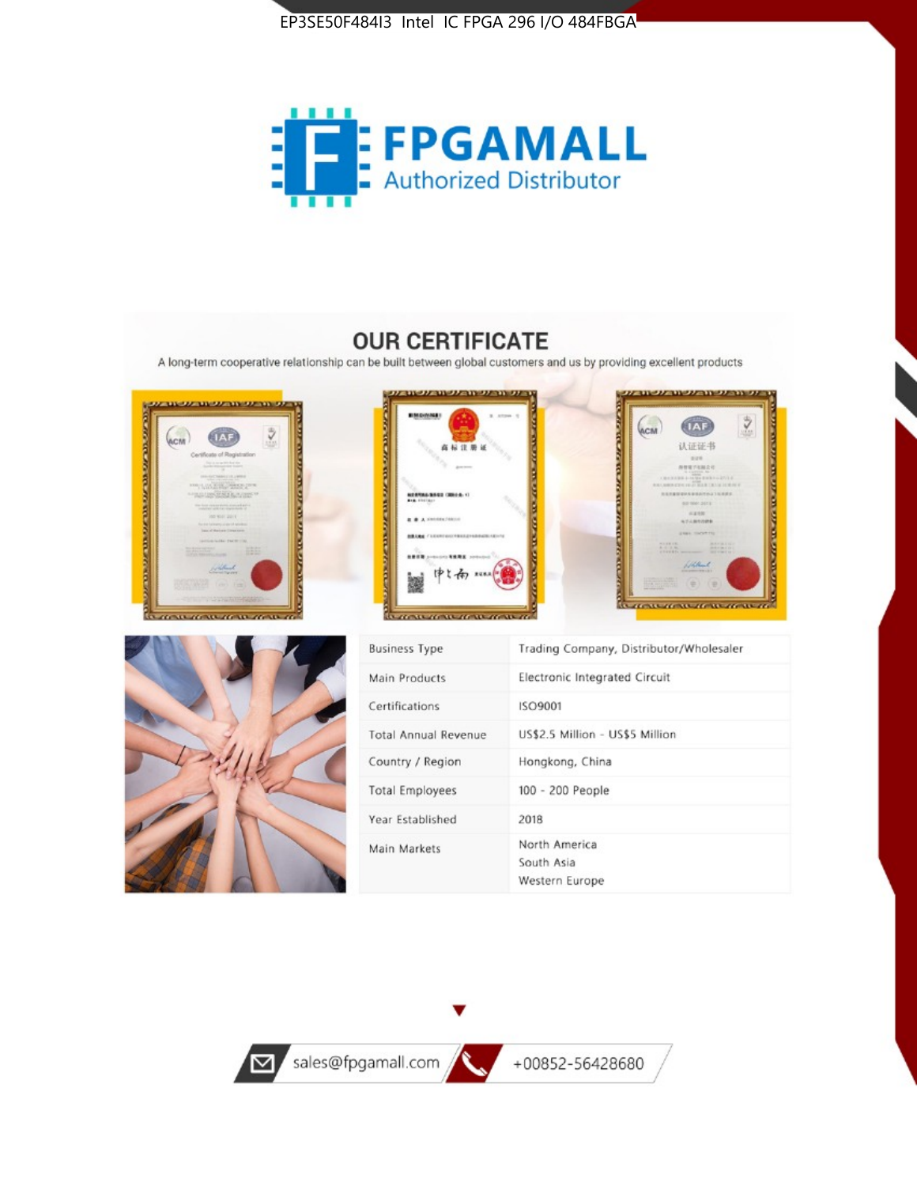FPGAMALL
Authorized Distributor

## OUR CERTIFICATE

A long-term cooperative relationship can be built between global customers and us by providing excellent products

| | |
|---|---|
| Business Type | Trading Company, Distributor/Wholesaler |
| Main Products | Electronic Integrated Circuit |
| Certifications | ISO9001 |
| Total Annual Revenue | US$2.5 Million - US$5 Million |
| Country / Region | Hongkong, China |
| Total Employees | 100 - 200 People |
| Year Established | 2018 |
| Main Markets | North America<br>South Asia<br>Western Europe |

sales@fpgamall.com

+00852-56428680